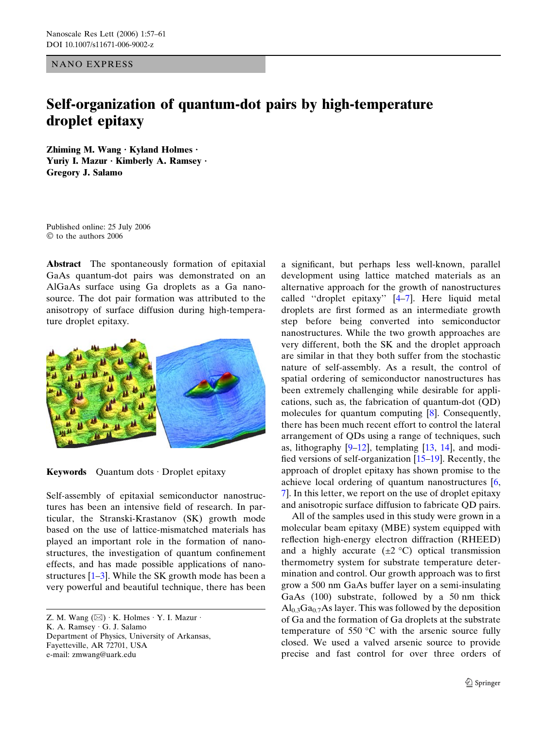NANO EXPRESS

# Self-organization of quantum-dot pairs by high-temperature droplet epitaxy

**Zhiming M. Wang · Kyland Holmes · Yuriy I. Mazur · Kimberly A. Ramsey · Gregory J. Salamo**

Published online: 25 July 2006
© to the authors 2006

**Abstract** The spontaneously formation of epitaxial GaAs quantum-dot pairs was demonstrated on an AlGaAs surface using Ga droplets as a Ga nano-source. The dot pair formation was attributed to the anisotropy of surface diffusion during high-temperature droplet epitaxy.

**Keywords** Quantum dots · Droplet epitaxy

Self-assembly of epitaxial semiconductor nanostructures has been an intensive field of research. In particular, the Stranski-Krastanov (SK) growth mode based on the use of lattice-mismatched materials has played an important role in the formation of nanostructures, the investigation of quantum confinement effects, and has made possible applications of nanostructures [1–3]. While the SK growth mode has been a very powerful and beautiful technique, there has been a significant, but perhaps less well-known, parallel development using lattice matched materials as an alternative approach for the growth of nanostructures called ''droplet epitaxy'' [4–7]. Here liquid metal droplets are first formed as an intermediate growth step before being converted into semiconductor nanostructures. While the two growth approaches are very different, both the SK and the droplet approach are similar in that they both suffer from the stochastic nature of self-assembly. As a result, the control of spatial ordering of semiconductor nanostructures has been extremely challenging while desirable for applications, such as, the fabrication of quantum-dot (QD) molecules for quantum computing [8]. Consequently, there has been much recent effort to control the lateral arrangement of QDs using a range of techniques, such as, lithography [9–12], templating [13, 14], and modified versions of self-organization [15–19]. Recently, the approach of droplet epitaxy has shown promise to the achieve local ordering of quantum nanostructures [6, 7]. In this letter, we report on the use of droplet epitaxy and anisotropic surface diffusion to fabricate QD pairs.

All of the samples used in this study were grown in a molecular beam epitaxy (MBE) system equipped with reflection high-energy electron diffraction (RHEED) and a highly accurate (±2 °C) optical transmission thermometry system for substrate temperature determination and control. Our growth approach was to first grow a 500 nm GaAs buffer layer on a semi-insulating GaAs (100) substrate, followed by a 50 nm thick $Al_{0.3}Ga_{0.7}As$ layer. This was followed by the deposition of Ga and the formation of Ga droplets at the substrate temperature of 550 °C with the arsenic source fully closed. We used a valved arsenic source to provide precise and fast control for over three orders of

Z. M. Wang (✉) · K. Holmes · Y. I. Mazur · K. A. Ramsey · G. J. Salamo
Department of Physics, University of Arkansas, Fayetteville, AR 72701, USA
e-mail: zmwang@uark.edu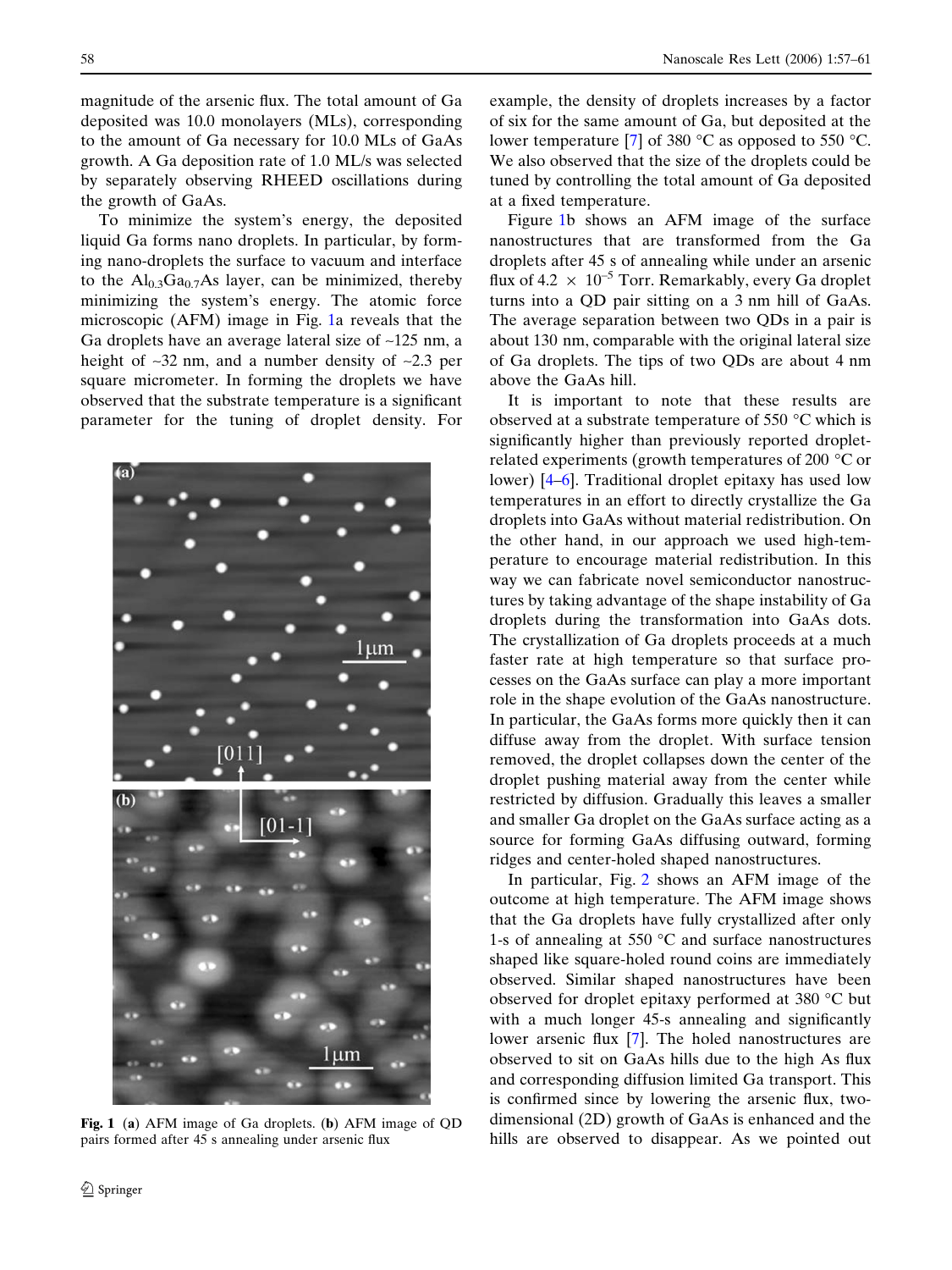magnitude of the arsenic flux. The total amount of Ga deposited was 10.0 monolayers (MLs), corresponding to the amount of Ga necessary for 10.0 MLs of GaAs growth. A Ga deposition rate of 1.0 ML/s was selected by separately observing RHEED oscillations during the growth of GaAs.

To minimize the system's energy, the deposited liquid Ga forms nano droplets. In particular, by forming nano-droplets the surface to vacuum and interface to the $Al_{0.3}Ga_{0.7}As$ layer, can be minimized, thereby minimizing the system's energy. The atomic force microscopic (AFM) image in Fig. 1a reveals that the Ga droplets have an average lateral size of ~125 nm, a height of ~32 nm, and a number density of ~2.3 per square micrometer. In forming the droplets we have observed that the substrate temperature is a significant parameter for the tuning of droplet density. For example, the density of droplets increases by a factor of six for the same amount of Ga, but deposited at the lower temperature [7] of 380 °C as opposed to 550 °C. We also observed that the size of the droplets could be tuned by controlling the total amount of Ga deposited at a fixed temperature.

Fig. 1 (a) AFM image of Ga droplets. (b) AFM image of QD pairs formed after 45 s annealing under arsenic flux

Figure 1b shows an AFM image of the surface nanostructures that are transformed from the Ga droplets after 45 s of annealing while under an arsenic flux of $4.2 \times 10^{-5}$ Torr. Remarkably, every Ga droplet turns into a QD pair sitting on a 3 nm hill of GaAs. The average separation between two QDs in a pair is about 130 nm, comparable with the original lateral size of Ga droplets. The tips of two QDs are about 4 nm above the GaAs hill.

It is important to note that these results are observed at a substrate temperature of 550 °C which is significantly higher than previously reported droplet-related experiments (growth temperatures of 200 °C or lower) [4–6]. Traditional droplet epitaxy has used low temperatures in an effort to directly crystallize the Ga droplets into GaAs without material redistribution. On the other hand, in our approach we used high-temperature to encourage material redistribution. In this way we can fabricate novel semiconductor nanostructures by taking advantage of the shape instability of Ga droplets during the transformation into GaAs dots. The crystallization of Ga droplets proceeds at a much faster rate at high temperature so that surface processes on the GaAs surface can play a more important role in the shape evolution of the GaAs nanostructure. In particular, the GaAs forms more quickly then it can diffuse away from the droplet. With surface tension removed, the droplet collapses down the center of the droplet pushing material away from the center while restricted by diffusion. Gradually this leaves a smaller and smaller Ga droplet on the GaAs surface acting as a source for forming GaAs diffusing outward, forming ridges and center-holed shaped nanostructures.

In particular, Fig. 2 shows an AFM image of the outcome at high temperature. The AFM image shows that the Ga droplets have fully crystallized after only 1-s of annealing at 550 °C and surface nanostructures shaped like square-holed round coins are immediately observed. Similar shaped nanostructures have been observed for droplet epitaxy performed at 380 °C but with a much longer 45-s annealing and significantly lower arsenic flux [7]. The holed nanostructures are observed to sit on GaAs hills due to the high As flux and corresponding diffusion limited Ga transport. This is confirmed since by lowering the arsenic flux, two-dimensional (2D) growth of GaAs is enhanced and the hills are observed to disappear. As we pointed out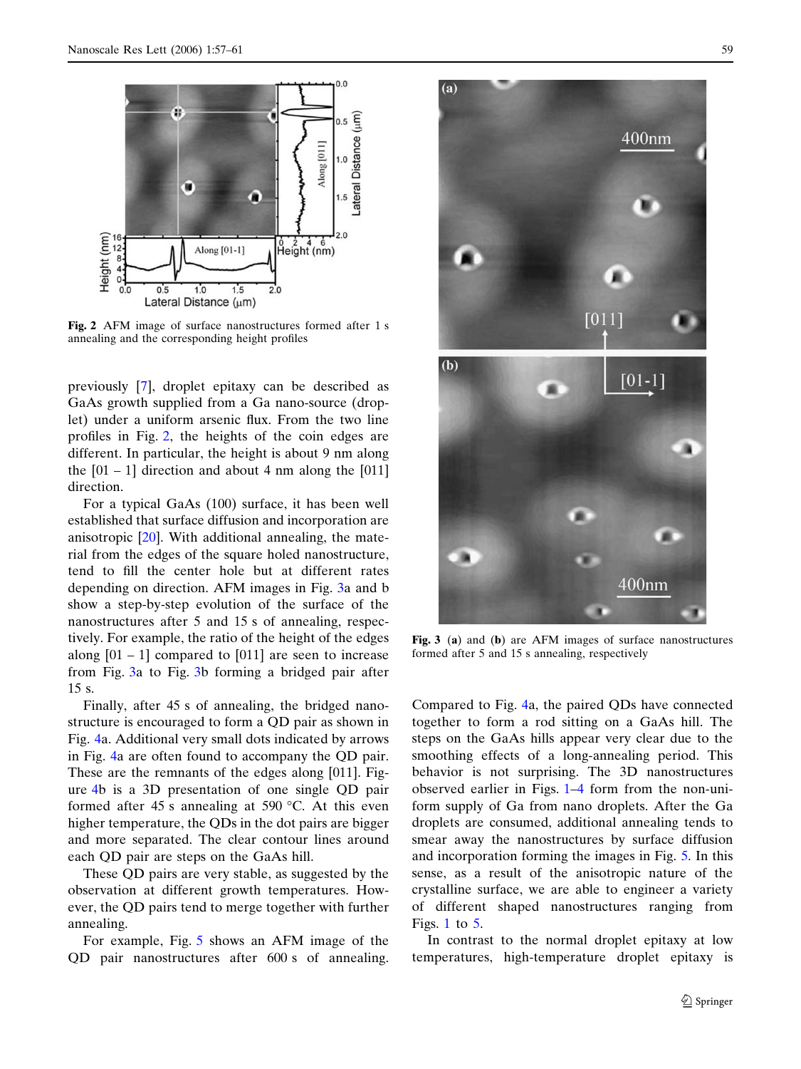**Fig. 2** AFM image of surface nanostructures formed after 1 s annealing and the corresponding height profiles

previously [7], droplet epitaxy can be described as GaAs growth supplied from a Ga nano-source (droplet) under a uniform arsenic flux. From the two line profiles in Fig. 2, the heights of the coin edges are different. In particular, the height is about 9 nm along the [01 – 1] direction and about 4 nm along the [011] direction.

For a typical GaAs (100) surface, it has been well established that surface diffusion and incorporation are anisotropic [20]. With additional annealing, the material from the edges of the square holed nanostructure, tend to fill the center hole but at different rates depending on direction. AFM images in Fig. 3a and b show a step-by-step evolution of the surface of the nanostructures after 5 and 15 s of annealing, respectively. For example, the ratio of the height of the edges along [01 – 1] compared to [011] are seen to increase from Fig. 3a to Fig. 3b forming a bridged pair after 15 s.

Finally, after 45 s of annealing, the bridged nanostructure is encouraged to form a QD pair as shown in Fig. 4a. Additional very small dots indicated by arrows in Fig. 4a are often found to accompany the QD pair. These are the remnants of the edges along [011]. Figure 4b is a 3D presentation of one single QD pair formed after 45 s annealing at 590 °C. At this even higher temperature, the QDs in the dot pairs are bigger and more separated. The clear contour lines around each QD pair are steps on the GaAs hill.

These QD pairs are very stable, as suggested by the observation at different growth temperatures. However, the QD pairs tend to merge together with further annealing.

For example, Fig. 5 shows an AFM image of the QD pair nanostructures after 600 s of annealing.

**Fig. 3** (**a**) and (**b**) are AFM images of surface nanostructures formed after 5 and 15 s annealing, respectively

Compared to Fig. 4a, the paired QDs have connected together to form a rod sitting on a GaAs hill. The steps on the GaAs hills appear very clear due to the smoothing effects of a long-annealing period. This behavior is not surprising. The 3D nanostructures observed earlier in Figs. 1–4 form from the non-uniform supply of Ga from nano droplets. After the Ga droplets are consumed, additional annealing tends to smear away the nanostructures by surface diffusion and incorporation forming the images in Fig. 5. In this sense, as a result of the anisotropic nature of the crystalline surface, we are able to engineer a variety of different shaped nanostructures ranging from Figs. 1 to 5.

In contrast to the normal droplet epitaxy at low temperatures, high-temperature droplet epitaxy is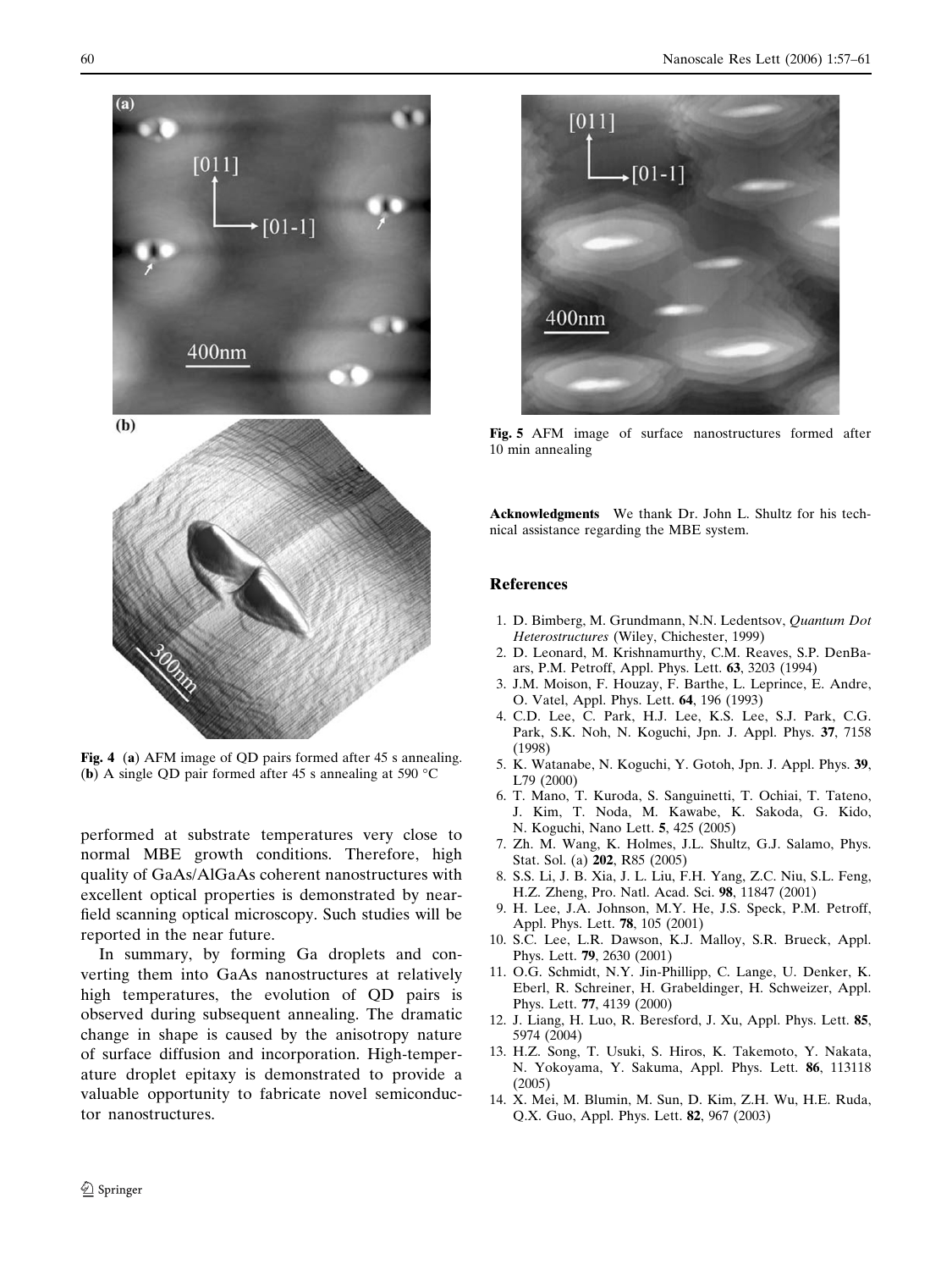Fig. 4 (**a**) AFM image of QD pairs formed after 45 s annealing. (**b**) A single QD pair formed after 45 s annealing at 590 °C

performed at substrate temperatures very close to normal MBE growth conditions. Therefore, high quality of GaAs/AlGaAs coherent nanostructures with excellent optical properties is demonstrated by near-field scanning optical microscopy. Such studies will be reported in the near future.

In summary, by forming Ga droplets and converting them into GaAs nanostructures at relatively high temperatures, the evolution of QD pairs is observed during subsequent annealing. The dramatic change in shape is caused by the anisotropy nature of surface diffusion and incorporation. High-temperature droplet epitaxy is demonstrated to provide a valuable opportunity to fabricate novel semiconductor nanostructures.

**Fig. 5** AFM image of surface nanostructures formed after 10 min annealing

**Acknowledgments** We thank Dr. John L. Shultz for his technical assistance regarding the MBE system.

## References

1. D. Bimberg, M. Grundmann, N.N. Ledentsov, *Quantum Dot Heterostructures* (Wiley, Chichester, 1999)
2. D. Leonard, M. Krishnamurthy, C.M. Reaves, S.P. DenBaars, P.M. Petroff, Appl. Phys. Lett. **63**, 3203 (1994)
3. J.M. Moison, F. Houzay, F. Barthe, L. Leprince, E. Andre, O. Vatel, Appl. Phys. Lett. **64**, 196 (1993)
4. C.D. Lee, C. Park, H.J. Lee, K.S. Lee, S.J. Park, C.G. Park, S.K. Noh, N. Koguchi, Jpn. J. Appl. Phys. **37**, 7158 (1998)
5. K. Watanabe, N. Koguchi, Y. Gotoh, Jpn. J. Appl. Phys. **39**, L79 (2000)
6. T. Mano, T. Kuroda, S. Sanguinetti, T. Ochiai, T. Tateno, J. Kim, T. Noda, M. Kawabe, K. Sakoda, G. Kido, N. Koguchi, Nano Lett. **5**, 425 (2005)
7. Zh. M. Wang, K. Holmes, J.L. Shultz, G.J. Salamo, Phys. Stat. Sol. (a) **202**, R85 (2005)
8. S.S. Li, J. B. Xia, J. L. Liu, F.H. Yang, Z.C. Niu, S.L. Feng, H.Z. Zheng, Pro. Natl. Acad. Sci. **98**, 11847 (2001)
9. H. Lee, J.A. Johnson, M.Y. He, J.S. Speck, P.M. Petroff, Appl. Phys. Lett. **78**, 105 (2001)
10. S.C. Lee, L.R. Dawson, K.J. Malloy, S.R. Brueck, Appl. Phys. Lett. **79**, 2630 (2001)
11. O.G. Schmidt, N.Y. Jin-Phillipp, C. Lange, U. Denker, K. Eberl, R. Schreiner, H. Grabeldinger, H. Schweizer, Appl. Phys. Lett. **77**, 4139 (2000)
12. J. Liang, H. Luo, R. Beresford, J. Xu, Appl. Phys. Lett. **85**, 5974 (2004)
13. H.Z. Song, T. Usuki, S. Hiros, K. Takemoto, Y. Nakata, N. Yokoyama, Y. Sakuma, Appl. Phys. Lett. **86**, 113118 (2005)
14. X. Mei, M. Blumin, M. Sun, D. Kim, Z.H. Wu, H.E. Ruda, Q.X. Guo, Appl. Phys. Lett. **82**, 967 (2003)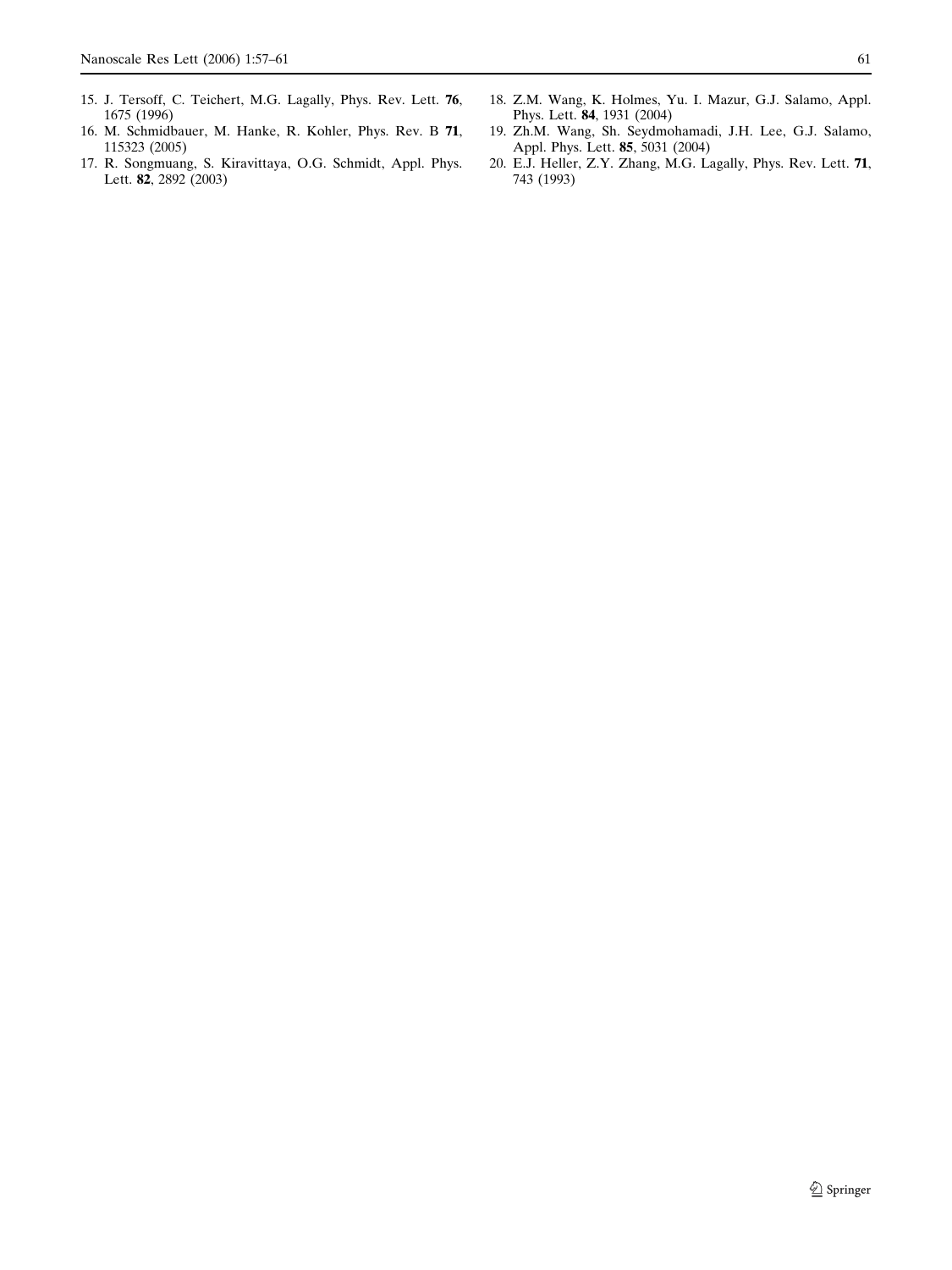15. J. Tersoff, C. Teichert, M.G. Lagally, Phys. Rev. Lett. **76**, 1675 (1996)
16. M. Schmidbauer, M. Hanke, R. Kohler, Phys. Rev. B **71**, 115323 (2005)
17. R. Songmuang, S. Kiravittaya, O.G. Schmidt, Appl. Phys. Lett. **82**, 2892 (2003)
18. Z.M. Wang, K. Holmes, Yu. I. Mazur, G.J. Salamo, Appl. Phys. Lett. **84**, 1931 (2004)
19. Zh.M. Wang, Sh. Seydmohamadi, J.H. Lee, G.J. Salamo, Appl. Phys. Lett. **85**, 5031 (2004)
20. E.J. Heller, Z.Y. Zhang, M.G. Lagally, Phys. Rev. Lett. **71**, 743 (1993)